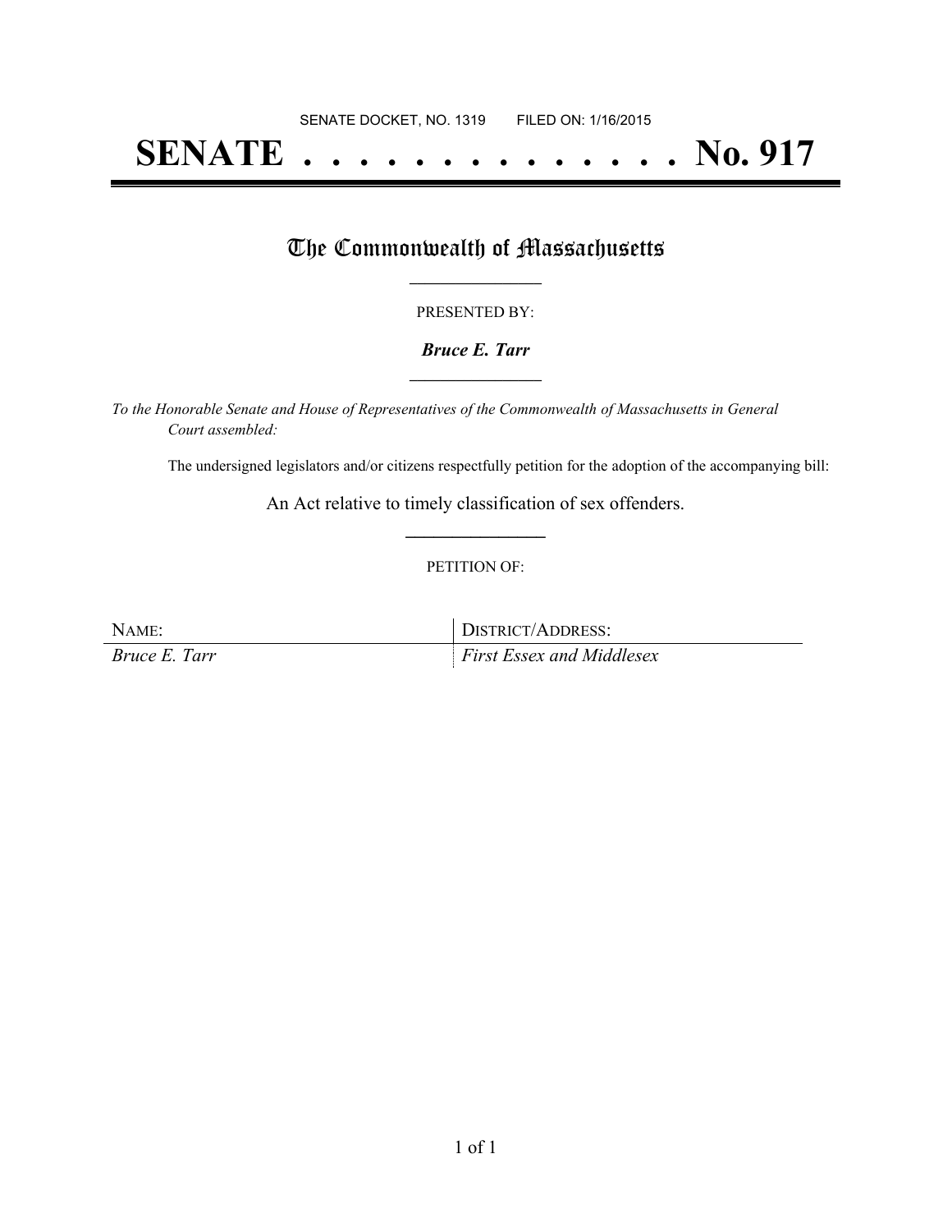SENATE DOCKET, NO. 1319        FILED ON: 1/16/2015

# SENATE . . . . . . . . . . . . . . No. 917

## The Commonwealth of Massachusetts

PRESENTED BY:

***Bruce E. Tarr***

*To the Honorable Senate and House of Representatives of the Commonwealth of Massachusetts in General Court assembled:*

The undersigned legislators and/or citizens respectfully petition for the adoption of the accompanying bill:

An Act relative to timely classification of sex offenders.

PETITION OF:

| NAME: | DISTRICT/ADDRESS: |
| --- | --- |
| *Bruce E. Tarr* | *First Essex and Middlesex* |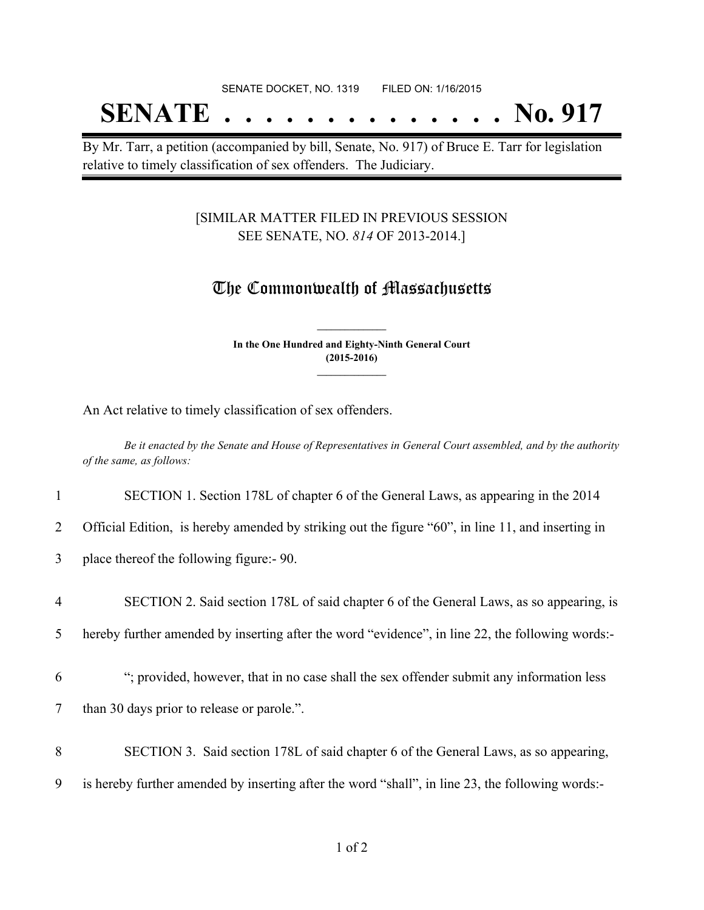SENATE DOCKET, NO. 1319 FILED ON: 1/16/2015

# SENATE . . . . . . . . . . . . . . No. 917

By Mr. Tarr, a petition (accompanied by bill, Senate, No. 917) of Bruce E. Tarr for legislation relative to timely classification of sex offenders. The Judiciary.

[SIMILAR MATTER FILED IN PREVIOUS SESSION SEE SENATE, NO. *814* OF 2013-2014.]

## The Commonwealth of Massachusetts

**In the One Hundred and Eighty-Ninth General Court (2015-2016)**

An Act relative to timely classification of sex offenders.

*Be it enacted by the Senate and House of Representatives in General Court assembled, and by the authority of the same, as follows:*

1 SECTION 1. Section 178L of chapter 6 of the General Laws, as appearing in the 2014
2 Official Edition, is hereby amended by striking out the figure "60", in line 11, and inserting in
3 place thereof the following figure:- 90.

4 SECTION 2. Said section 178L of said chapter 6 of the General Laws, as so appearing, is
5 hereby further amended by inserting after the word "evidence", in line 22, the following words:-

6 "; provided, however, that in no case shall the sex offender submit any information less
7 than 30 days prior to release or parole.".

8 SECTION 3. Said section 178L of said chapter 6 of the General Laws, as so appearing,
9 is hereby further amended by inserting after the word "shall", in line 23, the following words:-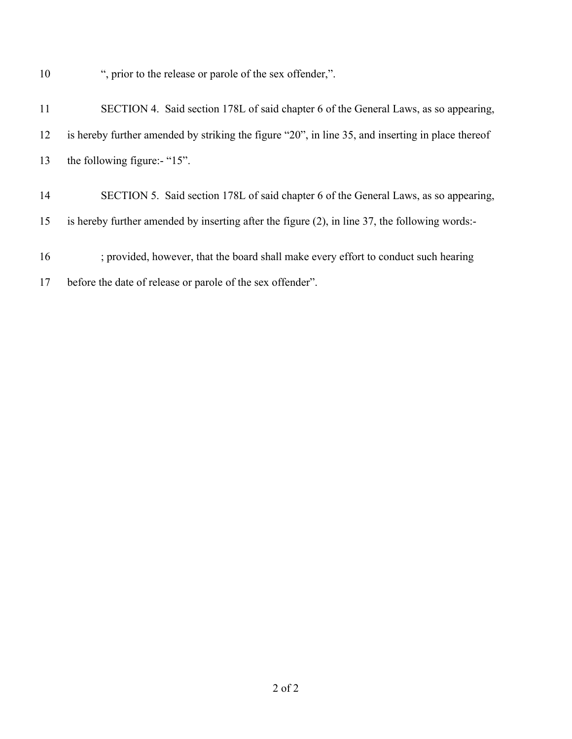", prior to the release or parole of the sex offender,".

SECTION 4. Said section 178L of said chapter 6 of the General Laws, as so appearing, is hereby further amended by striking the figure "20", in line 35, and inserting in place thereof the following figure:- "15".

SECTION 5. Said section 178L of said chapter 6 of the General Laws, as so appearing, is hereby further amended by inserting after the figure (2), in line 37, the following words:-

; provided, however, that the board shall make every effort to conduct such hearing before the date of release or parole of the sex offender".